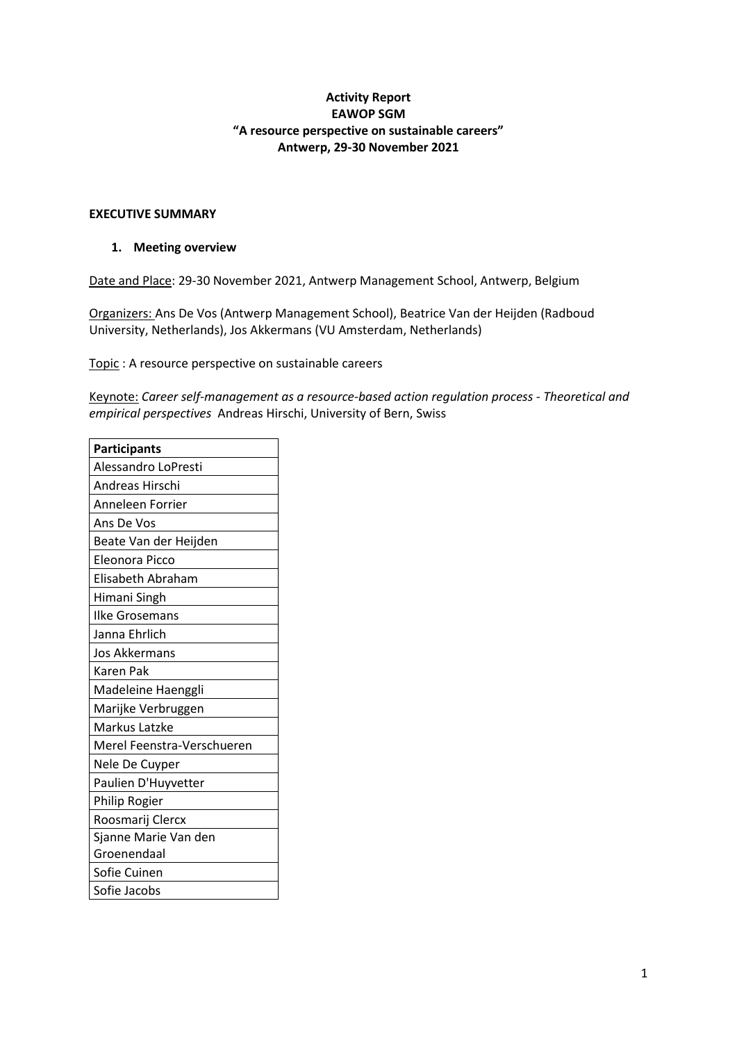**Activity Report**
**EAWOP SGM**
**"A resource perspective on sustainable careers"**
**Antwerp, 29-30 November 2021**

**EXECUTIVE SUMMARY**

1. **Meeting overview**

Date and Place: 29-30 November 2021, Antwerp Management School, Antwerp, Belgium

Organizers: Ans De Vos (Antwerp Management School), Beatrice Van der Heijden (Radboud University, Netherlands), Jos Akkermans (VU Amsterdam, Netherlands)

Topic : A resource perspective on sustainable careers

Keynote: *Career self-management as a resource-based action regulation process - Theoretical and empirical perspectives* Andreas Hirschi, University of Bern, Swiss

| Participants |
| --- |
| Alessandro LoPresti |
| Andreas Hirschi |
| Anneleen Forrier |
| Ans De Vos |
| Beate Van der Heijden |
| Eleonora Picco |
| Elisabeth Abraham |
| Himani Singh |
| Ilke Grosemans |
| Janna Ehrlich |
| Jos Akkermans |
| Karen Pak |
| Madeleine Haenggli |
| Marijke Verbruggen |
| Markus Latzke |
| Merel Feenstra-Verschueren |
| Nele De Cuyper |
| Paulien D'Huyvetter |
| Philip Rogier |
| Roosmarij Clercx |
| Sjanne Marie Van den Groenendaal |
| Sofie Cuinen |
| Sofie Jacobs |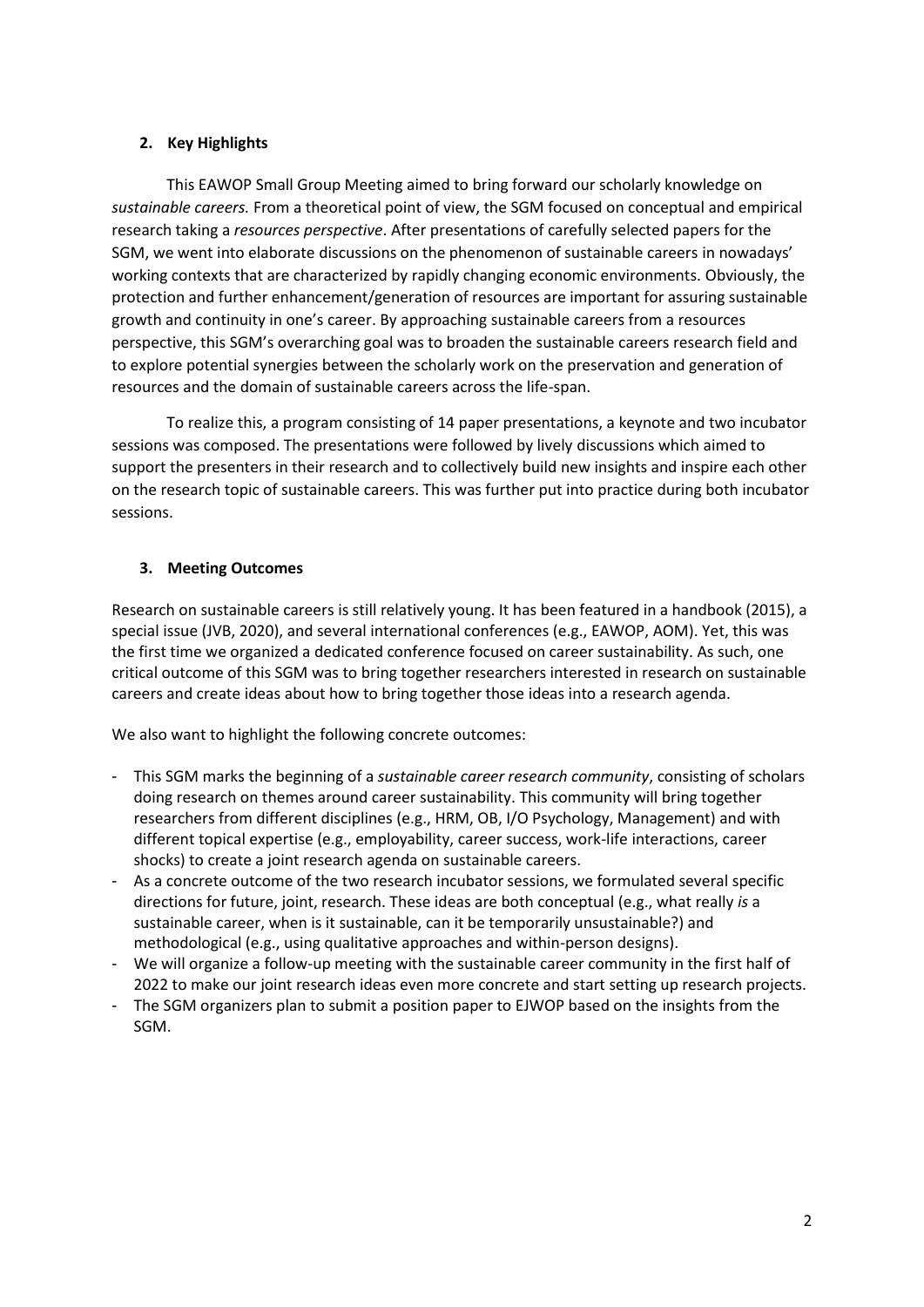## 2. Key Highlights

This EAWOP Small Group Meeting aimed to bring forward our scholarly knowledge on *sustainable careers.* From a theoretical point of view, the SGM focused on conceptual and empirical research taking a *resources perspective*. After presentations of carefully selected papers for the SGM, we went into elaborate discussions on the phenomenon of sustainable careers in nowadays' working contexts that are characterized by rapidly changing economic environments. Obviously, the protection and further enhancement/generation of resources are important for assuring sustainable growth and continuity in one's career. By approaching sustainable careers from a resources perspective, this SGM's overarching goal was to broaden the sustainable careers research field and to explore potential synergies between the scholarly work on the preservation and generation of resources and the domain of sustainable careers across the life-span.

To realize this, a program consisting of 14 paper presentations, a keynote and two incubator sessions was composed. The presentations were followed by lively discussions which aimed to support the presenters in their research and to collectively build new insights and inspire each other on the research topic of sustainable careers. This was further put into practice during both incubator sessions.

## 3. Meeting Outcomes

Research on sustainable careers is still relatively young. It has been featured in a handbook (2015), a special issue (JVB, 2020), and several international conferences (e.g., EAWOP, AOM). Yet, this was the first time we organized a dedicated conference focused on career sustainability. As such, one critical outcome of this SGM was to bring together researchers interested in research on sustainable careers and create ideas about how to bring together those ideas into a research agenda.

We also want to highlight the following concrete outcomes:

- This SGM marks the beginning of a *sustainable career research community*, consisting of scholars doing research on themes around career sustainability. This community will bring together researchers from different disciplines (e.g., HRM, OB, I/O Psychology, Management) and with different topical expertise (e.g., employability, career success, work-life interactions, career shocks) to create a joint research agenda on sustainable careers.
- As a concrete outcome of the two research incubator sessions, we formulated several specific directions for future, joint, research. These ideas are both conceptual (e.g., what really *is* a sustainable career, when is it sustainable, can it be temporarily unsustainable?) and methodological (e.g., using qualitative approaches and within-person designs).
- We will organize a follow-up meeting with the sustainable career community in the first half of 2022 to make our joint research ideas even more concrete and start setting up research projects.
- The SGM organizers plan to submit a position paper to EJWOP based on the insights from the SGM.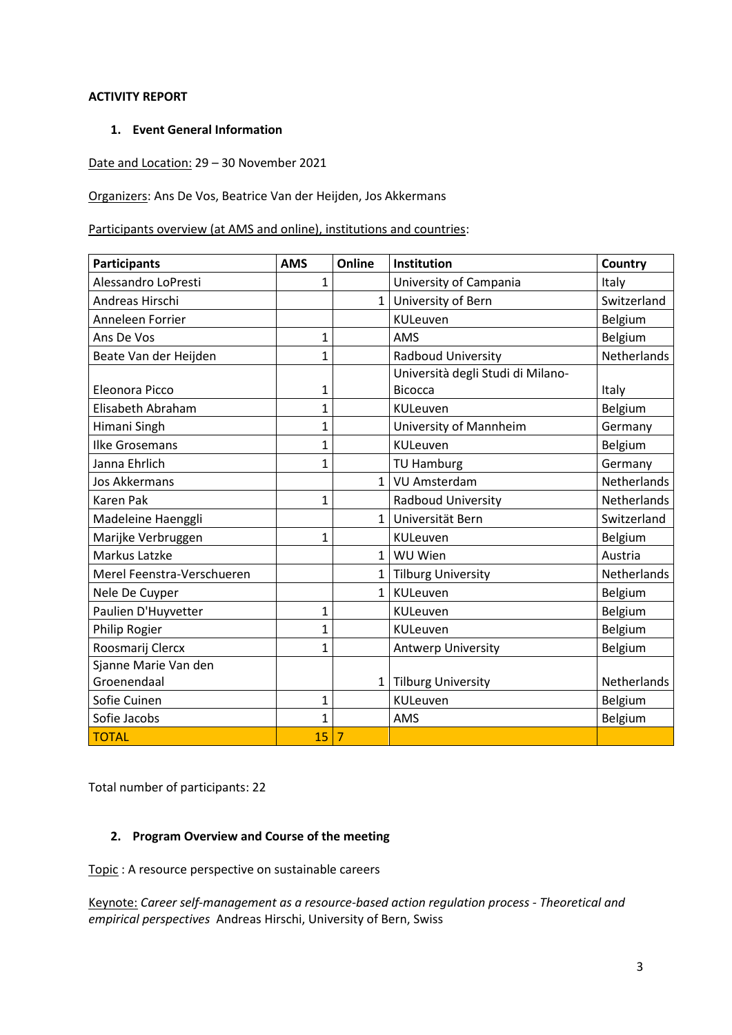**ACTIVITY REPORT**

## 1. Event General Information

Date and Location: 29 – 30 November 2021

Organizers: Ans De Vos, Beatrice Van der Heijden, Jos Akkermans

Participants overview (at AMS and online), institutions and countries:

| Participants | AMS | Online | Institution | Country |
|---|---|---|---|---|
| Alessandro LoPresti | 1 | | University of Campania | Italy |
| Andreas Hirschi | | 1 | University of Bern | Switzerland |
| Anneleen Forrier | | | KULeuven | Belgium |
| Ans De Vos | 1 | | AMS | Belgium |
| Beate Van der Heijden | 1 | | Radboud University | Netherlands |
| Eleonora Picco | 1 | | Università degli Studi di Milano-Bicocca | Italy |
| Elisabeth Abraham | 1 | | KULeuven | Belgium |
| Himani Singh | 1 | | University of Mannheim | Germany |
| Ilke Grosemans | 1 | | KULeuven | Belgium |
| Janna Ehrlich | 1 | | TU Hamburg | Germany |
| Jos Akkermans | | 1 | VU Amsterdam | Netherlands |
| Karen Pak | 1 | | Radboud University | Netherlands |
| Madeleine Haenggli | | 1 | Universität Bern | Switzerland |
| Marijke Verbruggen | 1 | | KULeuven | Belgium |
| Markus Latzke | | 1 | WU Wien | Austria |
| Merel Feenstra-Verschueren | | 1 | Tilburg University | Netherlands |
| Nele De Cuyper | | 1 | KULeuven | Belgium |
| Paulien D'Huyvetter | 1 | | KULeuven | Belgium |
| Philip Rogier | 1 | | KULeuven | Belgium |
| Roosmarij Clercx | 1 | | Antwerp University | Belgium |
| Sjanne Marie Van den Groenendaal | | 1 | Tilburg University | Netherlands |
| Sofie Cuinen | 1 | | KULeuven | Belgium |
| Sofie Jacobs | 1 | | AMS | Belgium |
| TOTAL | 15 | 7 | | |

Total number of participants: 22

## 2. Program Overview and Course of the meeting

Topic : A resource perspective on sustainable careers

Keynote: *Career self-management as a resource-based action regulation process - Theoretical and empirical perspectives* Andreas Hirschi, University of Bern, Swiss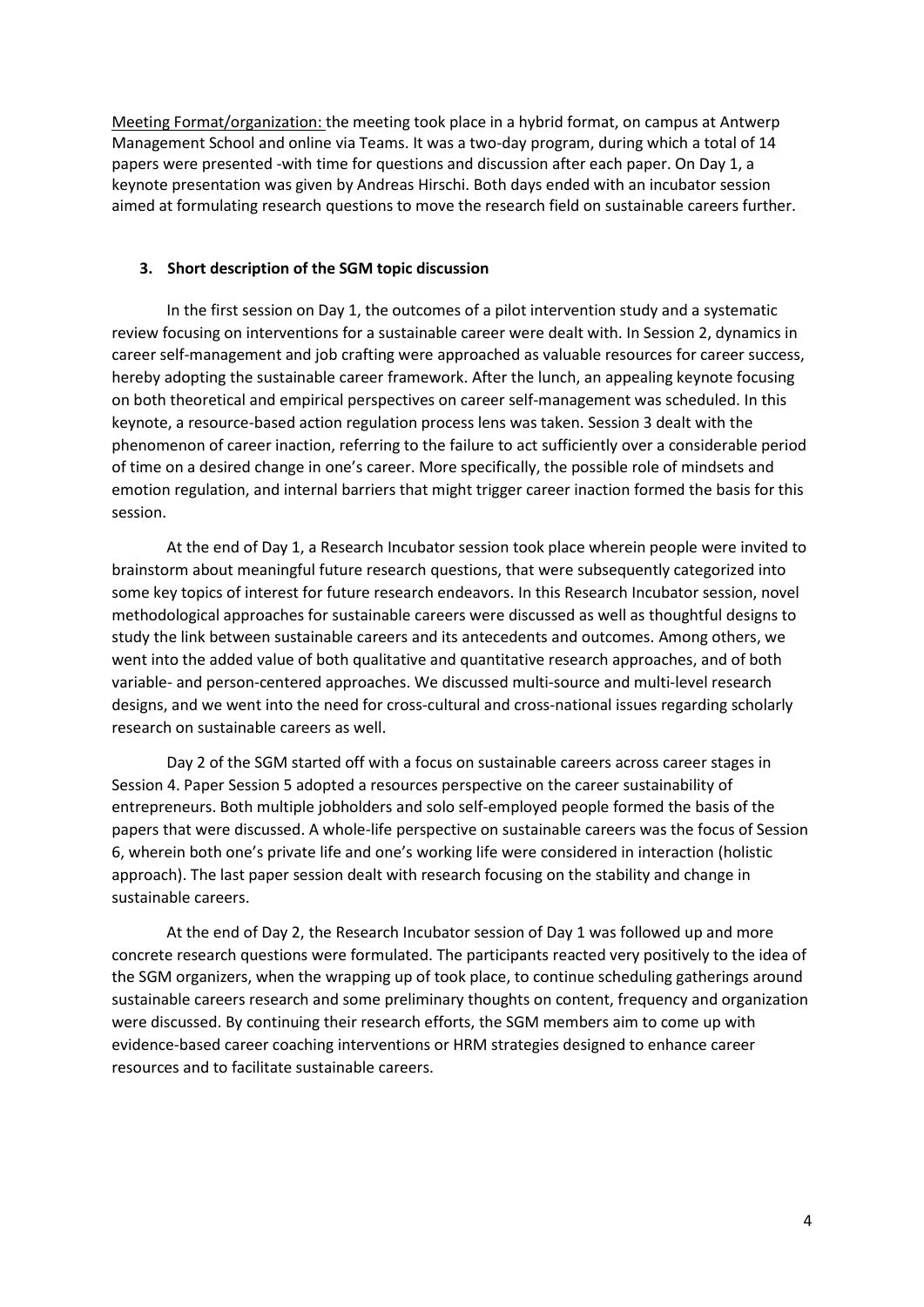<u>Meeting Format/organization:</u> the meeting took place in a hybrid format, on campus at Antwerp Management School and online via Teams. It was a two-day program, during which a total of 14 papers were presented -with time for questions and discussion after each paper. On Day 1, a keynote presentation was given by Andreas Hirschi. Both days ended with an incubator session aimed at formulating research questions to move the research field on sustainable careers further.

### 3. Short description of the SGM topic discussion

In the first session on Day 1, the outcomes of a pilot intervention study and a systematic review focusing on interventions for a sustainable career were dealt with. In Session 2, dynamics in career self-management and job crafting were approached as valuable resources for career success, hereby adopting the sustainable career framework. After the lunch, an appealing keynote focusing on both theoretical and empirical perspectives on career self-management was scheduled. In this keynote, a resource-based action regulation process lens was taken. Session 3 dealt with the phenomenon of career inaction, referring to the failure to act sufficiently over a considerable period of time on a desired change in one's career. More specifically, the possible role of mindsets and emotion regulation, and internal barriers that might trigger career inaction formed the basis for this session.

At the end of Day 1, a Research Incubator session took place wherein people were invited to brainstorm about meaningful future research questions, that were subsequently categorized into some key topics of interest for future research endeavors. In this Research Incubator session, novel methodological approaches for sustainable careers were discussed as well as thoughtful designs to study the link between sustainable careers and its antecedents and outcomes. Among others, we went into the added value of both qualitative and quantitative research approaches, and of both variable- and person-centered approaches. We discussed multi-source and multi-level research designs, and we went into the need for cross-cultural and cross-national issues regarding scholarly research on sustainable careers as well.

Day 2 of the SGM started off with a focus on sustainable careers across career stages in Session 4. Paper Session 5 adopted a resources perspective on the career sustainability of entrepreneurs. Both multiple jobholders and solo self-employed people formed the basis of the papers that were discussed. A whole-life perspective on sustainable careers was the focus of Session 6, wherein both one's private life and one's working life were considered in interaction (holistic approach). The last paper session dealt with research focusing on the stability and change in sustainable careers.

At the end of Day 2, the Research Incubator session of Day 1 was followed up and more concrete research questions were formulated. The participants reacted very positively to the idea of the SGM organizers, when the wrapping up of took place, to continue scheduling gatherings around sustainable careers research and some preliminary thoughts on content, frequency and organization were discussed. By continuing their research efforts, the SGM members aim to come up with evidence-based career coaching interventions or HRM strategies designed to enhance career resources and to facilitate sustainable careers.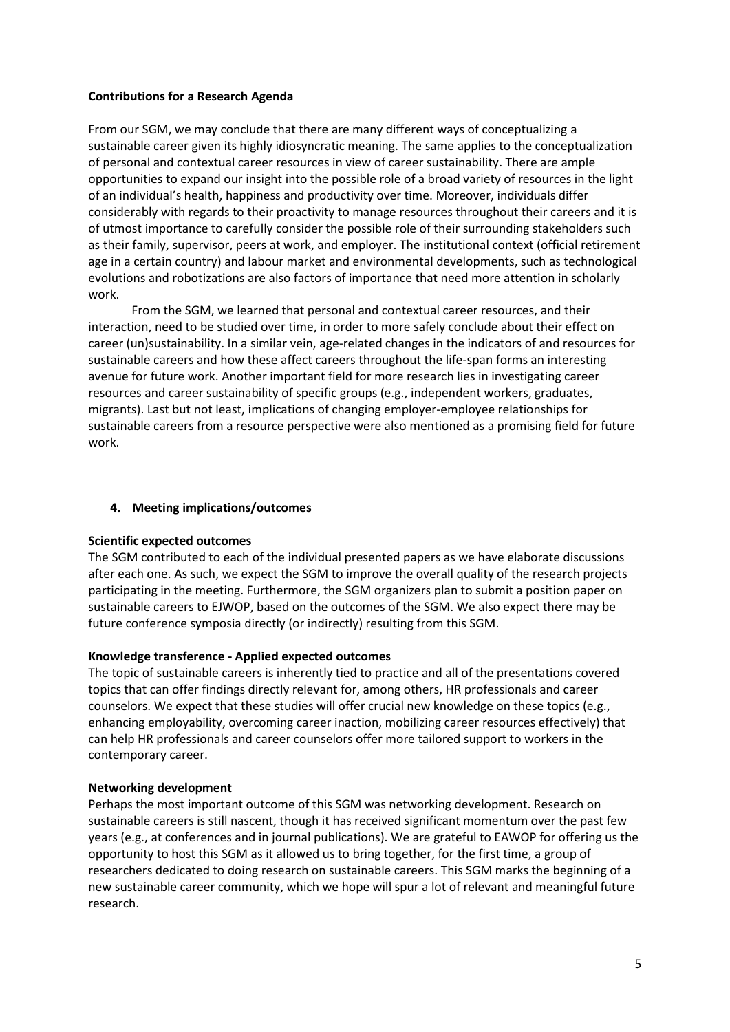**Contributions for a Research Agenda**

From our SGM, we may conclude that there are many different ways of conceptualizing a sustainable career given its highly idiosyncratic meaning. The same applies to the conceptualization of personal and contextual career resources in view of career sustainability. There are ample opportunities to expand our insight into the possible role of a broad variety of resources in the light of an individual's health, happiness and productivity over time. Moreover, individuals differ considerably with regards to their proactivity to manage resources throughout their careers and it is of utmost importance to carefully consider the possible role of their surrounding stakeholders such as their family, supervisor, peers at work, and employer. The institutional context (official retirement age in a certain country) and labour market and environmental developments, such as technological evolutions and robotizations are also factors of importance that need more attention in scholarly work.

From the SGM, we learned that personal and contextual career resources, and their interaction, need to be studied over time, in order to more safely conclude about their effect on career (un)sustainability. In a similar vein, age-related changes in the indicators of and resources for sustainable careers and how these affect careers throughout the life-span forms an interesting avenue for future work. Another important field for more research lies in investigating career resources and career sustainability of specific groups (e.g., independent workers, graduates, migrants). Last but not least, implications of changing employer-employee relationships for sustainable careers from a resource perspective were also mentioned as a promising field for future work.

## 4. Meeting implications/outcomes

**Scientific expected outcomes**

The SGM contributed to each of the individual presented papers as we have elaborate discussions after each one. As such, we expect the SGM to improve the overall quality of the research projects participating in the meeting. Furthermore, the SGM organizers plan to submit a position paper on sustainable careers to EJWOP, based on the outcomes of the SGM. We also expect there may be future conference symposia directly (or indirectly) resulting from this SGM.

**Knowledge transference - Applied expected outcomes**

The topic of sustainable careers is inherently tied to practice and all of the presentations covered topics that can offer findings directly relevant for, among others, HR professionals and career counselors. We expect that these studies will offer crucial new knowledge on these topics (e.g., enhancing employability, overcoming career inaction, mobilizing career resources effectively) that can help HR professionals and career counselors offer more tailored support to workers in the contemporary career.

**Networking development**

Perhaps the most important outcome of this SGM was networking development. Research on sustainable careers is still nascent, though it has received significant momentum over the past few years (e.g., at conferences and in journal publications). We are grateful to EAWOP for offering us the opportunity to host this SGM as it allowed us to bring together, for the first time, a group of researchers dedicated to doing research on sustainable careers. This SGM marks the beginning of a new sustainable career community, which we hope will spur a lot of relevant and meaningful future research.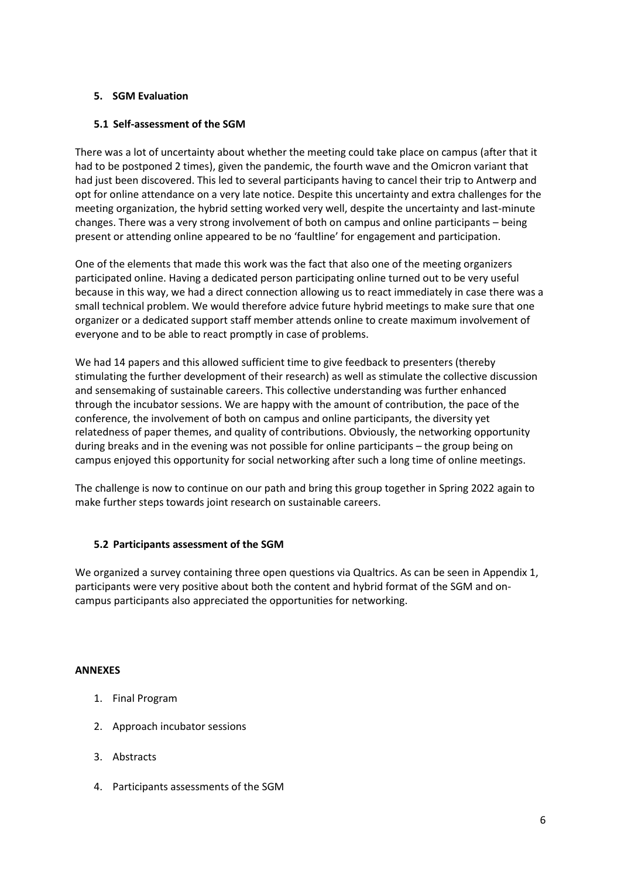## 5. SGM Evaluation

### 5.1 Self-assessment of the SGM

There was a lot of uncertainty about whether the meeting could take place on campus (after that it had to be postponed 2 times), given the pandemic, the fourth wave and the Omicron variant that had just been discovered. This led to several participants having to cancel their trip to Antwerp and opt for online attendance on a very late notice. Despite this uncertainty and extra challenges for the meeting organization, the hybrid setting worked very well, despite the uncertainty and last-minute changes. There was a very strong involvement of both on campus and online participants – being present or attending online appeared to be no 'faultline' for engagement and participation.

One of the elements that made this work was the fact that also one of the meeting organizers participated online. Having a dedicated person participating online turned out to be very useful because in this way, we had a direct connection allowing us to react immediately in case there was a small technical problem. We would therefore advice future hybrid meetings to make sure that one organizer or a dedicated support staff member attends online to create maximum involvement of everyone and to be able to react promptly in case of problems.

We had 14 papers and this allowed sufficient time to give feedback to presenters (thereby stimulating the further development of their research) as well as stimulate the collective discussion and sensemaking of sustainable careers. This collective understanding was further enhanced through the incubator sessions. We are happy with the amount of contribution, the pace of the conference, the involvement of both on campus and online participants, the diversity yet relatedness of paper themes, and quality of contributions. Obviously, the networking opportunity during breaks and in the evening was not possible for online participants – the group being on campus enjoyed this opportunity for social networking after such a long time of online meetings.

The challenge is now to continue on our path and bring this group together in Spring 2022 again to make further steps towards joint research on sustainable careers.

### 5.2 Participants assessment of the SGM

We organized a survey containing three open questions via Qualtrics. As can be seen in Appendix 1, participants were very positive about both the content and hybrid format of the SGM and on-campus participants also appreciated the opportunities for networking.

**ANNEXES**

1. Final Program
2. Approach incubator sessions
3. Abstracts
4. Participants assessments of the SGM